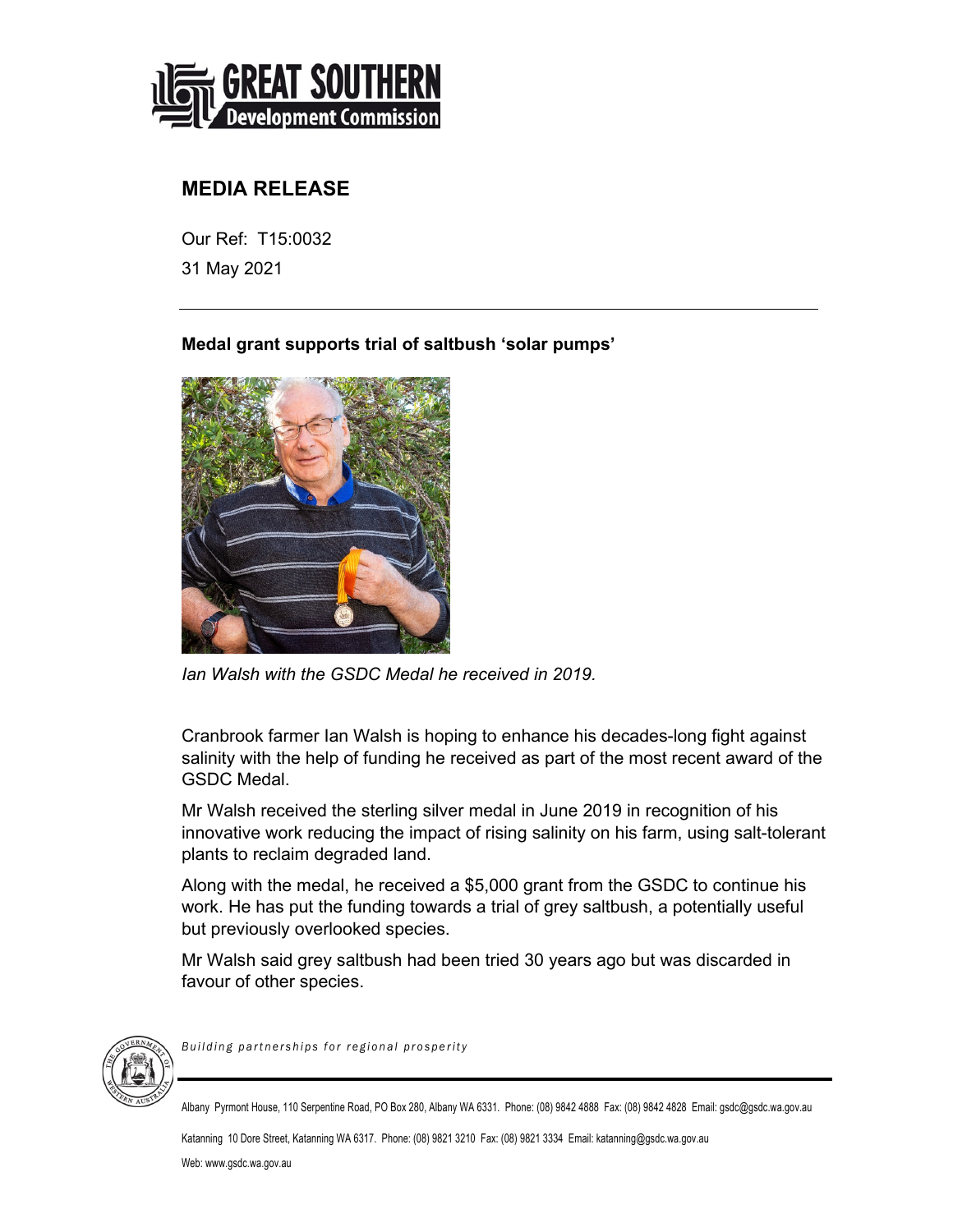# MEDIA RELEASE

Our Ref: T15:0032

31 May 2021

---

**Medal grant supports trial of saltbush 'solar pumps'**

*Ian Walsh with the GSDC Medal he received in 2019.*

Cranbrook farmer Ian Walsh is hoping to enhance his decades-long fight against salinity with the help of funding he received as part of the most recent award of the GSDC Medal.

Mr Walsh received the sterling silver medal in June 2019 in recognition of his innovative work reducing the impact of rising salinity on his farm, using salt-tolerant plants to reclaim degraded land.

Along with the medal, he received a $5,000 grant from the GSDC to continue his work. He has put the funding towards a trial of grey saltbush, a potentially useful but previously overlooked species.

Mr Walsh said grey saltbush had been tried 30 years ago but was discarded in favour of other species.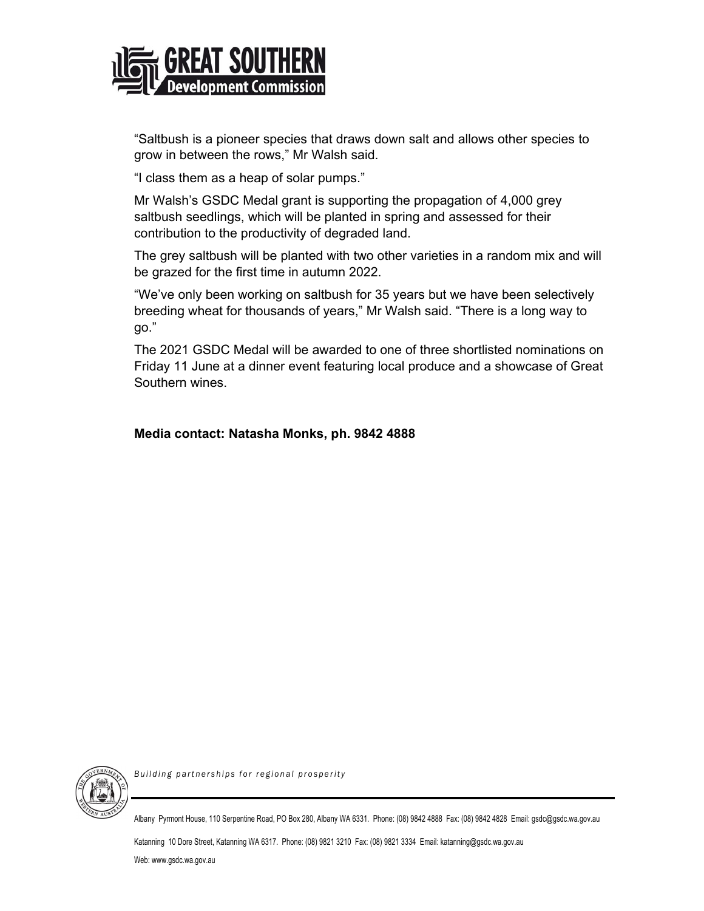"Saltbush is a pioneer species that draws down salt and allows other species to grow in between the rows," Mr Walsh said.

"I class them as a heap of solar pumps."

Mr Walsh's GSDC Medal grant is supporting the propagation of 4,000 grey saltbush seedlings, which will be planted in spring and assessed for their contribution to the productivity of degraded land.

The grey saltbush will be planted with two other varieties in a random mix and will be grazed for the first time in autumn 2022.

"We've only been working on saltbush for 35 years but we have been selectively breeding wheat for thousands of years," Mr Walsh said. "There is a long way to go."

The 2021 GSDC Medal will be awarded to one of three shortlisted nominations on Friday 11 June at a dinner event featuring local produce and a showcase of Great Southern wines.

**Media contact: Natasha Monks, ph. 9842 4888**